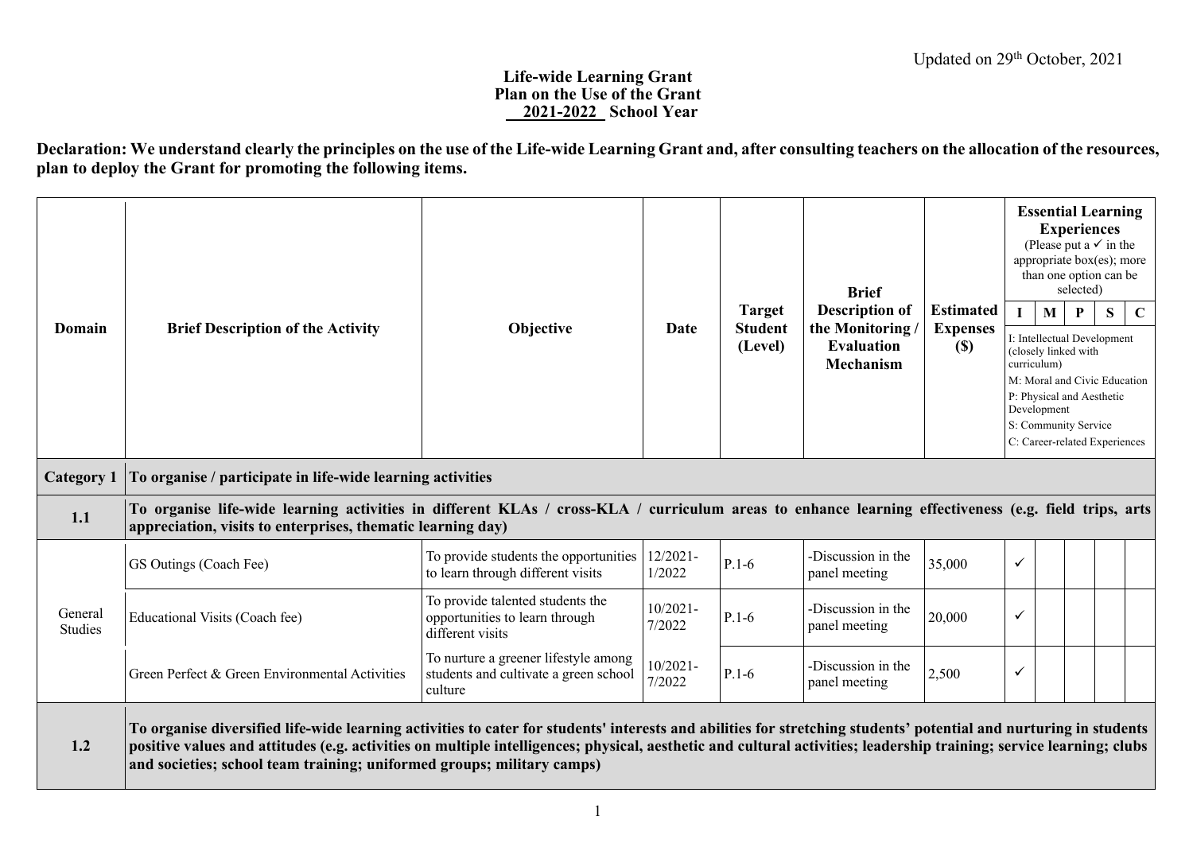Updated on 29th October, 2021

# Life-wide Learning Grant
## Plan on the Use of the Grant
## 2021-2022 School Year

**Declaration: We understand clearly the principles on the use of the Life-wide Learning Grant and, after consulting teachers on the allocation of the resources, plan to deploy the Grant for promoting the following items.**

| Domain | Brief Description of the Activity | Objective | Date | Target Student (Level) | Brief Description of the Monitoring / Evaluation Mechanism | Estimated Expenses ($) | Essential Learning Experiences (Please put a ✓ in the appropriate box(es); more than one option can be selected) | | | | |
|---|---|---|---|---|---|---|---|---|---|---|---|
| | | | | | | | I | M | P | S | C |
| | | | | | | | I: Intellectual Development (closely linked with curriculum) M: Moral and Civic Education P: Physical and Aesthetic Development S: Community Service C: Career-related Experiences | | | | |
| **Category 1** | **To organise / participate in life-wide learning activities** | | | | | | | | | | |
| **1.1** | **To organise life-wide learning activities in different KLAs / cross-KLA / curriculum areas to enhance learning effectiveness (e.g. field trips, arts appreciation, visits to enterprises, thematic learning day)** | | | | | | | | | | |
| General Studies | GS Outings (Coach Fee) | To provide students the opportunities to learn through different visits | 12/2021-1/2022 | P.1-6 | -Discussion in the panel meeting | 35,000 | ✓ | | | | |
| | Educational Visits (Coach fee) | To provide talented students the opportunities to learn through different visits | 10/2021-7/2022 | P.1-6 | -Discussion in the panel meeting | 20,000 | ✓ | | | | |
| | Green Perfect & Green Environmental Activities | To nurture a greener lifestyle among students and cultivate a green school culture | 10/2021-7/2022 | P.1-6 | -Discussion in the panel meeting | 2,500 | ✓ | | | | |
| **1.2** | **To organise diversified life-wide learning activities to cater for students' interests and abilities for stretching students' potential and nurturing in students positive values and attitudes (e.g. activities on multiple intelligences; physical, aesthetic and cultural activities; leadership training; service learning; clubs and societies; school team training; uniformed groups; military camps)** | | | | | | | | | | |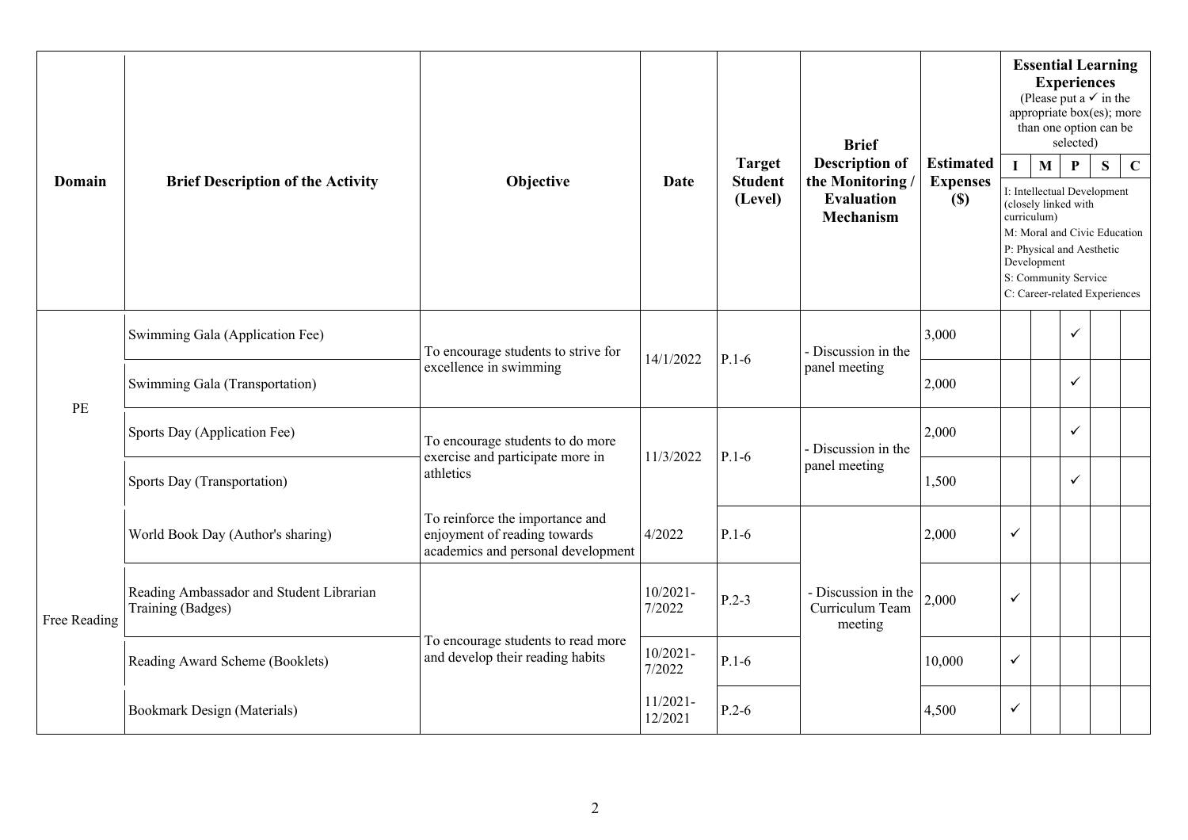| Domain | Brief Description of the Activity | Objective | Date | Target Student (Level) | Brief Description of the Monitoring / Evaluation Mechanism | Estimated Expenses ($) | Essential Learning Experiences (Please put a ✓ in the appropriate box(es); more than one option can be selected) | | | | |
|---|---|---|---|---|---|---|---|---|---|---|---|
| | | | | | | | I | M | P | S | C |
| | | | | | | | I: Intellectual Development (closely linked with curriculum) M: Moral and Civic Education P: Physical and Aesthetic Development S: Community Service C: Career-related Experiences | | | | |
| PE | Swimming Gala (Application Fee) | To encourage students to strive for excellence in swimming | 14/1/2022 | P.1-6 | - Discussion in the panel meeting | 3,000 | | | ✓ | | |
| | Swimming Gala (Transportation) | | | | | 2,000 | | | ✓ | | |
| | Sports Day (Application Fee) | To encourage students to do more exercise and participate more in athletics | 11/3/2022 | P.1-6 | - Discussion in the panel meeting | 2,000 | | | ✓ | | |
| | Sports Day (Transportation) | | | | | 1,500 | | | ✓ | | |
| Free Reading | World Book Day (Author's sharing) | To reinforce the importance and enjoyment of reading towards academics and personal development | 4/2022 | P.1-6 | - Discussion in the Curriculum Team meeting | 2,000 | ✓ | | | | |
| | Reading Ambassador and Student Librarian Training (Badges) | To encourage students to read more and develop their reading habits | 10/2021-7/2022 | P.2-3 | | 2,000 | ✓ | | | | |
| | Reading Award Scheme (Booklets) | | 10/2021-7/2022 | P.1-6 | | 10,000 | ✓ | | | | |
| | Bookmark Design (Materials) | | 11/2021-12/2021 | P.2-6 | | 4,500 | ✓ | | | | |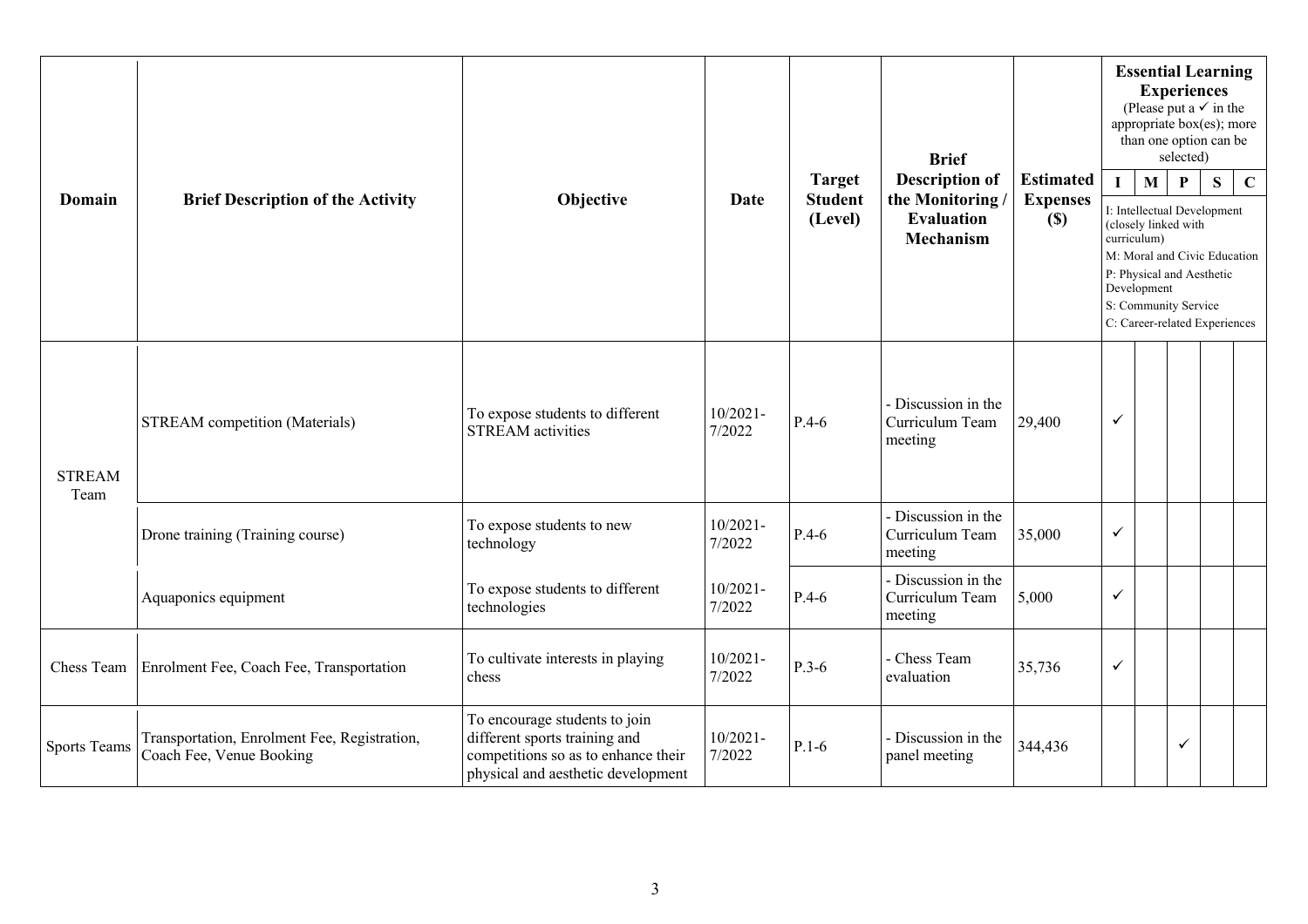| Domain | Brief Description of the Activity | Objective | Date | Target Student (Level) | Brief Description of the Monitoring / Evaluation Mechanism | Estimated Expenses ($) | Essential Learning Experiences (Please put a ✓ in the appropriate box(es); more than one option can be selected) I: Intellectual Development (closely linked with curriculum) M: Moral and Civic Education P: Physical and Aesthetic Development S: Community Service C: Career-related Experiences | | | | |
|---|---|---|---|---|---|---|---|---|---|---|---|
| | | | | | | | I | M | P | S | C |
| STREAM Team | STREAM competition (Materials) | To expose students to different STREAM activities | 10/2021-7/2022 | P.4-6 | - Discussion in the Curriculum Team meeting | 29,400 | ✓ | | | | |
| | Drone training (Training course) | To expose students to new technology | 10/2021-7/2022 | P.4-6 | - Discussion in the Curriculum Team meeting | 35,000 | ✓ | | | | |
| | Aquaponics equipment | To expose students to different technologies | 10/2021-7/2022 | P.4-6 | - Discussion in the Curriculum Team meeting | 5,000 | ✓ | | | | |
| Chess Team | Enrolment Fee, Coach Fee, Transportation | To cultivate interests in playing chess | 10/2021-7/2022 | P.3-6 | - Chess Team evaluation | 35,736 | ✓ | | | | |
| Sports Teams | Transportation, Enrolment Fee, Registration, Coach Fee, Venue Booking | To encourage students to join different sports training and competitions so as to enhance their physical and aesthetic development | 10/2021-7/2022 | P.1-6 | - Discussion in the panel meeting | 344,436 | | | ✓ | | |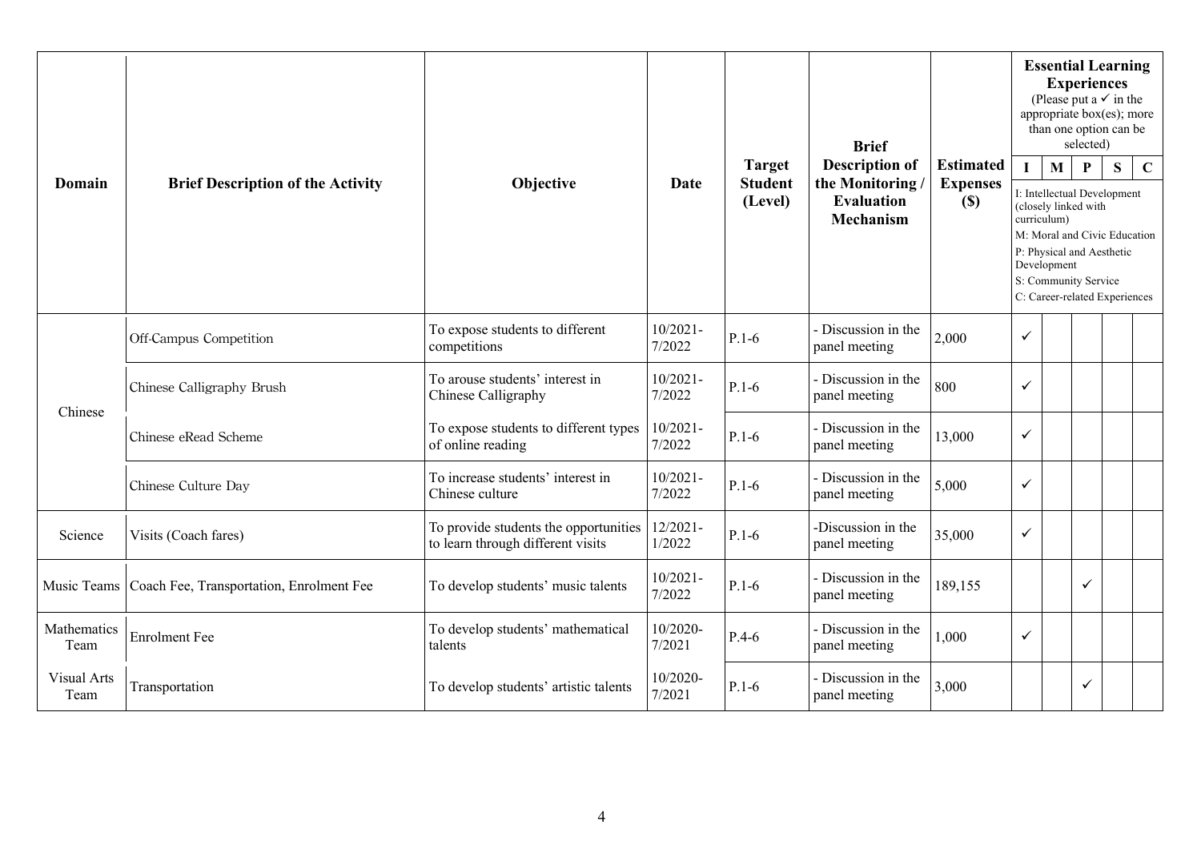| Domain | Brief Description of the Activity | Objective | Date | Target Student (Level) | Brief Description of the Monitoring / Evaluation Mechanism | Estimated Expenses ($) | Essential Learning Experiences (Please put a ✓ in the appropriate box(es); more than one option can be selected) I: Intellectual Development (closely linked with curriculum) M: Moral and Civic Education P: Physical and Aesthetic Development S: Community Service C: Career-related Experiences | | | | |
|---|---|---|---|---|---|---|---|---|---|---|---|
| | | | | | | | I | M | P | S | C |
| Chinese | Off-Campus Competition | To expose students to different competitions | 10/2021-7/2022 | P.1-6 | - Discussion in the panel meeting | 2,000 | ✓ | | | | |
| | Chinese Calligraphy Brush | To arouse students' interest in Chinese Calligraphy | 10/2021-7/2022 | P.1-6 | - Discussion in the panel meeting | 800 | ✓ | | | | |
| | Chinese eRead Scheme | To expose students to different types of online reading | 10/2021-7/2022 | P.1-6 | - Discussion in the panel meeting | 13,000 | ✓ | | | | |
| | Chinese Culture Day | To increase students' interest in Chinese culture | 10/2021-7/2022 | P.1-6 | - Discussion in the panel meeting | 5,000 | ✓ | | | | |
| Science | Visits (Coach fares) | To provide students the opportunities to learn through different visits | 12/2021-1/2022 | P.1-6 | -Discussion in the panel meeting | 35,000 | ✓ | | | | |
| Music Teams | Coach Fee, Transportation, Enrolment Fee | To develop students' music talents | 10/2021-7/2022 | P.1-6 | - Discussion in the panel meeting | 189,155 | | | ✓ | | |
| Mathematics Team | Enrolment Fee | To develop students' mathematical talents | 10/2020-7/2021 | P.4-6 | - Discussion in the panel meeting | 1,000 | ✓ | | | | |
| Visual Arts Team | Transportation | To develop students' artistic talents | 10/2020-7/2021 | P.1-6 | - Discussion in the panel meeting | 3,000 | | | ✓ | | |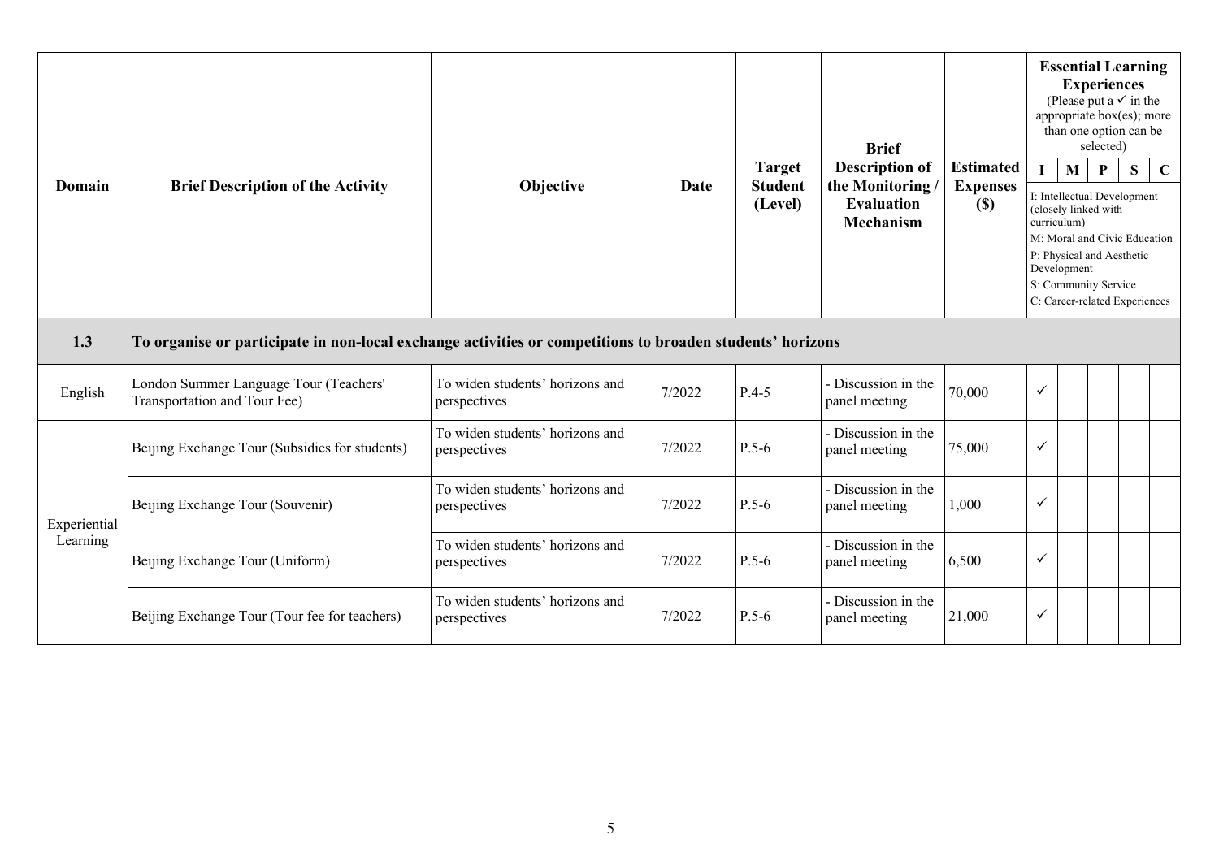| Domain | Brief Description of the Activity | Objective | Date | Target Student (Level) | Brief Description of the Monitoring / Evaluation Mechanism | Estimated Expenses ($) | Essential Learning Experiences (Please put a ✓ in the appropriate box(es); more than one option can be selected) I: Intellectual Development (closely linked with curriculum) M: Moral and Civic Education P: Physical and Aesthetic Development S: Community Service C: Career-related Experiences | | | | |
|---|---|---|---|---|---|---|---|---|---|---|---|
| | | | | | | | I | M | P | S | C |
| **1.3** | **To organise or participate in non-local exchange activities or competitions to broaden students' horizons** | | | | | | | | | | |
| English | London Summer Language Tour (Teachers' Transportation and Tour Fee) | To widen students' horizons and perspectives | 7/2022 | P.4-5 | - Discussion in the panel meeting | 70,000 | ✓ | | | | |
| Experiential Learning | Beijing Exchange Tour (Subsidies for students) | To widen students' horizons and perspectives | 7/2022 | P.5-6 | - Discussion in the panel meeting | 75,000 | ✓ | | | | |
| | Beijing Exchange Tour (Souvenir) | To widen students' horizons and perspectives | 7/2022 | P.5-6 | - Discussion in the panel meeting | 1,000 | ✓ | | | | |
| | Beijing Exchange Tour (Uniform) | To widen students' horizons and perspectives | 7/2022 | P.5-6 | - Discussion in the panel meeting | 6,500 | ✓ | | | | |
| | Beijing Exchange Tour (Tour fee for teachers) | To widen students' horizons and perspectives | 7/2022 | P.5-6 | - Discussion in the panel meeting | 21,000 | ✓ | | | | |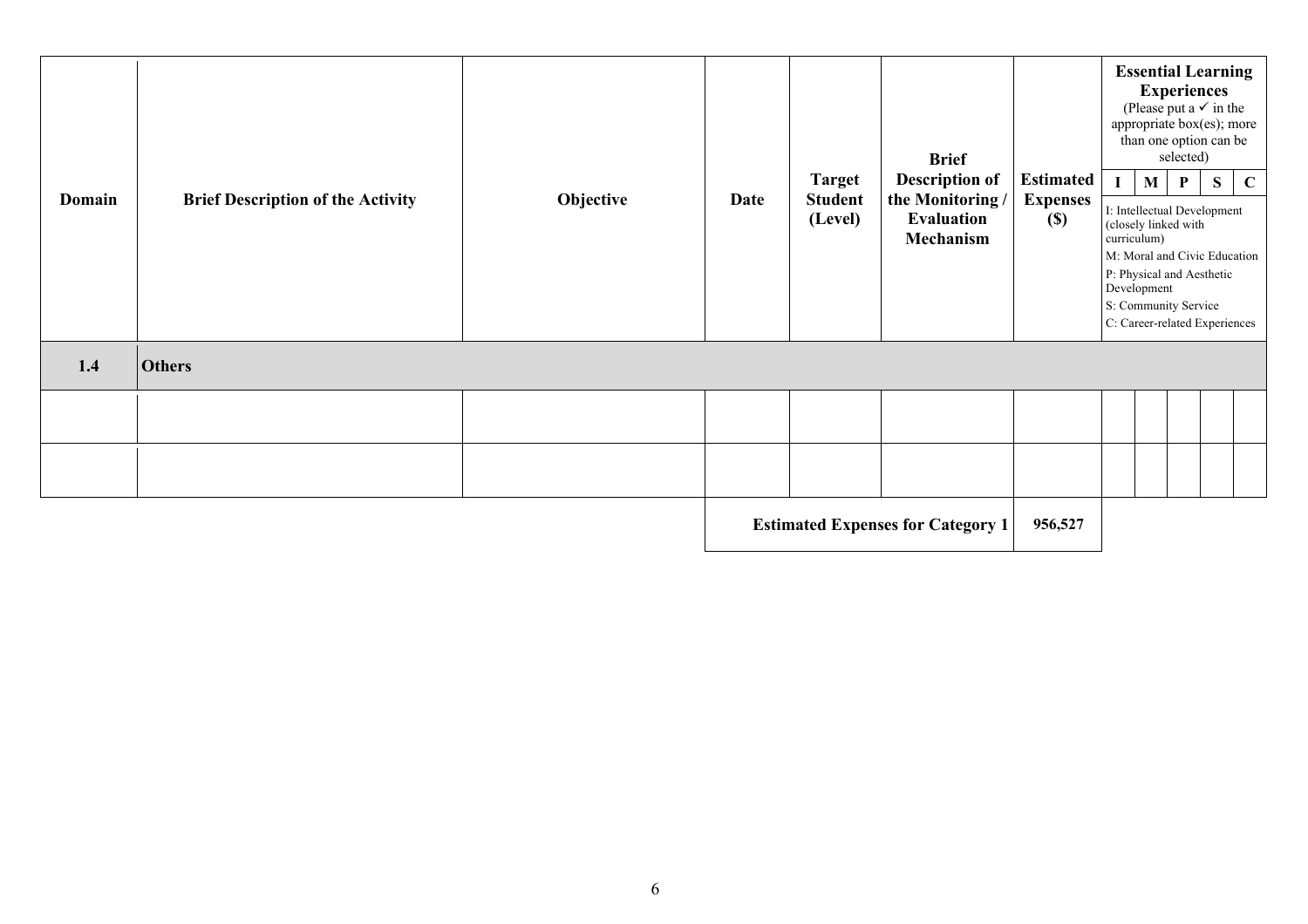| Domain | Brief Description of the Activity | Objective | Date | Target Student (Level) | Brief Description of the Monitoring / Evaluation Mechanism | Estimated Expenses ($) | Essential Learning Experiences (Please put a ✓ in the appropriate box(es); more than one option can be selected) | | | | |
|---|---|---|---|---|---|---|---|---|---|---|---|
| | | | | | | | I | M | P | S | C |
| | | | | | | | I: Intellectual Development (closely linked with curriculum) M: Moral and Civic Education P: Physical and Aesthetic Development S: Community Service C: Career-related Experiences | | | | |
| **1.4** | **Others** | | | | | | | | | | |
| | | | | | | | | | | | |
| | | | | | | | | | | | |
| | | | **Estimated Expenses for Category 1** | | | **956,527** | | | | | |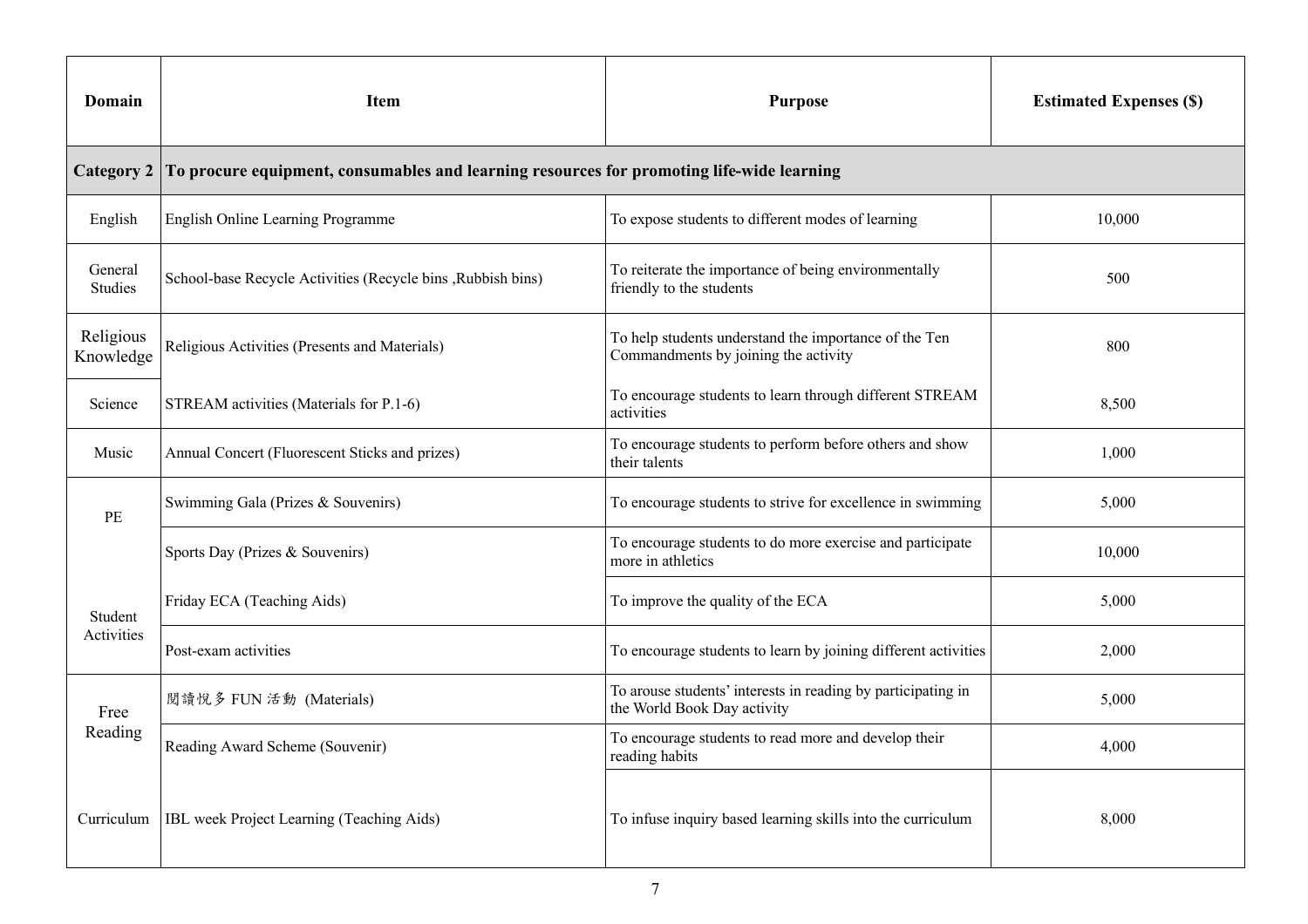| Domain | Item | Purpose | Estimated Expenses ($) |
|---|---|---|---|
| **Category 2** | **To procure equipment, consumables and learning resources for promoting life-wide learning** | | |
| English | English Online Learning Programme | To expose students to different modes of learning | 10,000 |
| General Studies | School-base Recycle Activities (Recycle bins ,Rubbish bins) | To reiterate the importance of being environmentally friendly to the students | 500 |
| Religious Knowledge | Religious Activities (Presents and Materials) | To help students understand the importance of the Ten Commandments by joining the activity | 800 |
| Science | STREAM activities (Materials for P.1-6) | To encourage students to learn through different STREAM activities | 8,500 |
| Music | Annual Concert (Fluorescent Sticks and prizes) | To encourage students to perform before others and show their talents | 1,000 |
| PE | Swimming Gala (Prizes & Souvenirs) | To encourage students to strive for excellence in swimming | 5,000 |
| | Sports Day (Prizes & Souvenirs) | To encourage students to do more exercise and participate more in athletics | 10,000 |
| Student Activities | Friday ECA (Teaching Aids) | To improve the quality of the ECA | 5,000 |
| | Post-exam activities | To encourage students to learn by joining different activities | 2,000 |
| Free Reading | 閱讀悅多 FUN 活動 (Materials) | To arouse students' interests in reading by participating in the World Book Day activity | 5,000 |
| | Reading Award Scheme (Souvenir) | To encourage students to read more and develop their reading habits | 4,000 |
| Curriculum | IBL week Project Learning (Teaching Aids) | To infuse inquiry based learning skills into the curriculum | 8,000 |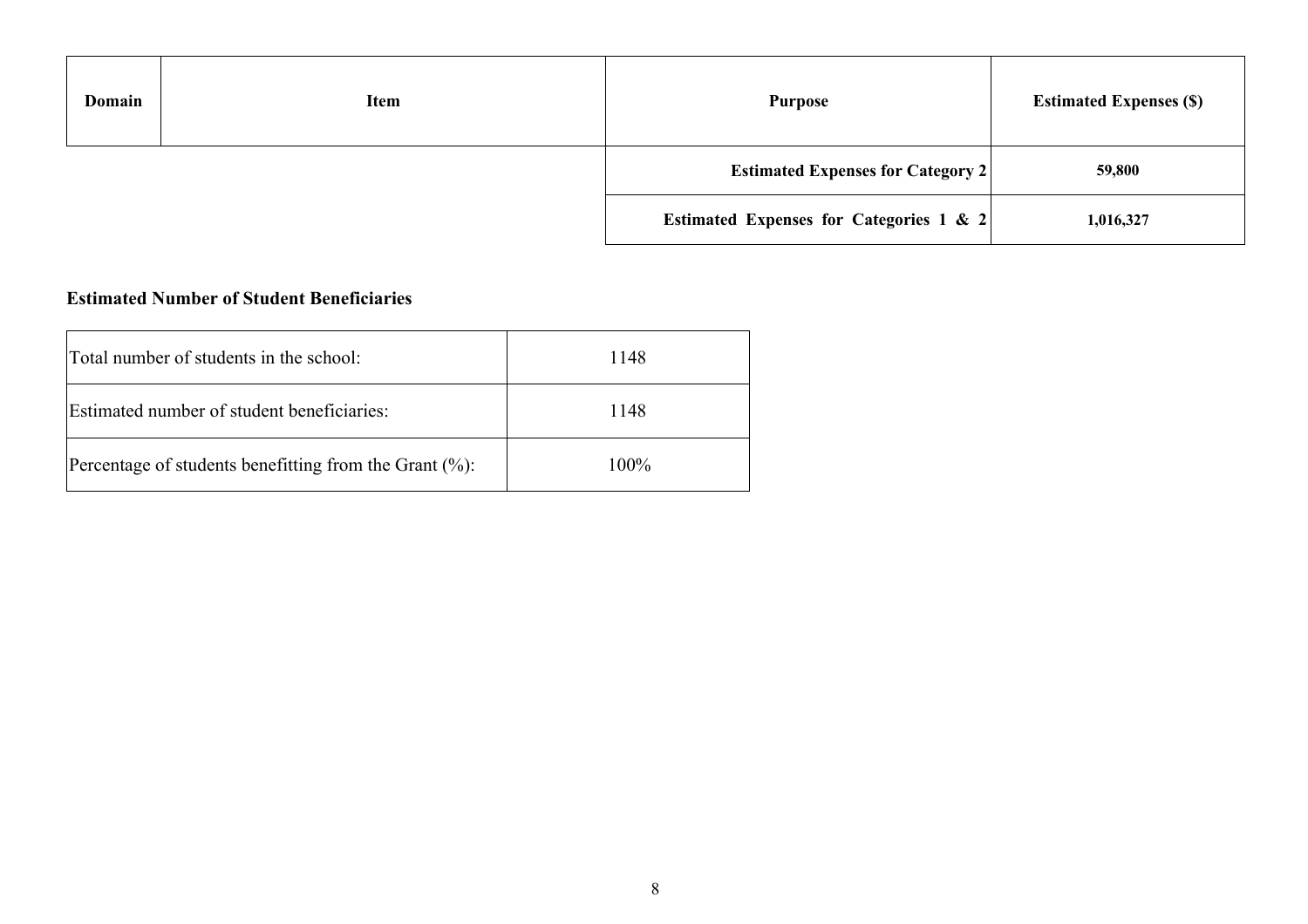| Domain | Item | Purpose | Estimated Expenses ($) |
|---|---|---|---|
| | | **Estimated Expenses for Category 2** | **59,800** |
| | | **Estimated Expenses for Categories 1 & 2** | **1,016,327** |

**Estimated Number of Student Beneficiaries**

| | |
|---|---|
| Total number of students in the school: | 1148 |
| Estimated number of student beneficiaries: | 1148 |
| Percentage of students benefitting from the Grant (%): | 100% |